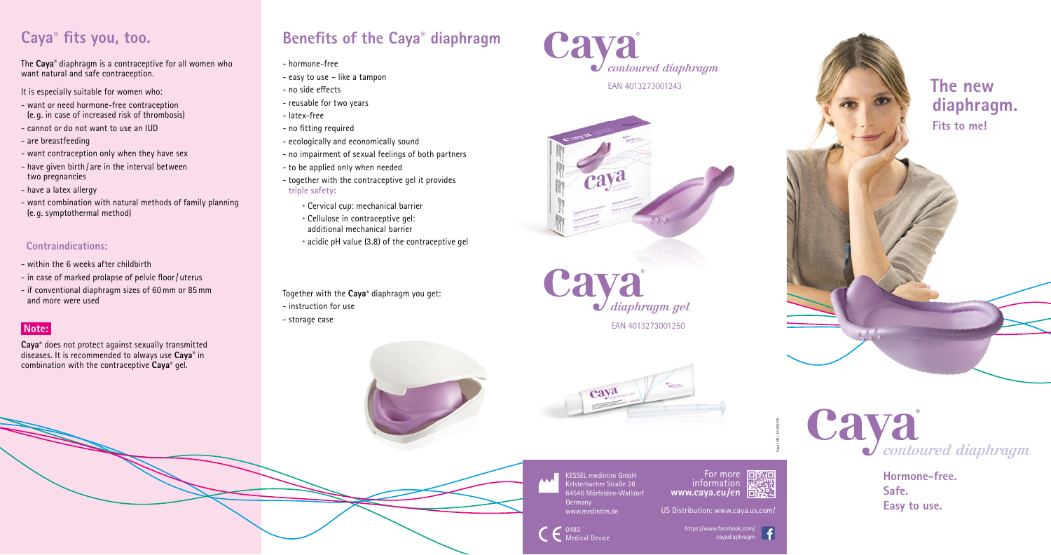## Caya® fits you, too.

The **Caya®** diaphragm is a contraceptive for all women who want natural and safe contraception.

It is especially suitable for women who:

- want or need hormone-free contraception (e.g. in case of increased risk of thrombosis)
- cannot or do not want to use an IUD
- are breastfeeding
- want contraception only when they have sex
- have given birth / are in the interval between two pregnancies
- have a latex allergy
- want combination with natural methods of family planning (e.g. symptothermal method)

### Contraindications:

- within the 6 weeks after childbirth
- in case of marked prolapse of pelvic floor / uterus
- if conventional diaphragm sizes of 60 mm or 85 mm and more were used

**Note:**

**Caya®** does not protect against sexually transmitted diseases. It is recommended to always use **Caya®** in combination with the contraceptive **Caya®** gel.

## Benefits of the Caya® diaphragm

- hormone-free
- easy to use – like a tampon
- no side effects
- reusable for two years
- latex-free
- no fitting required
- ecologically and economically sound
- no impairment of sexual feelings of both partners
- to be applied only when needed
- together with the contraceptive gel it provides **triple safety:**
  - Cervical cup: mechanical barrier
  - Cellulose in contraceptive gel: additional mechanical barrier
  - acidic pH value (3.8) of the contraceptive gel

Together with the **Caya®** diaphragm you get:

- instruction for use
- storage case

**Caya®** *contoured diaphragm*

EAN 4013273001243

**Caya®** *diaphragm gel*

EAN 4013273001250

KESSEL medintim GmbH
Kelsterbacher Straße 28
64546 Mörfelden-Walldorf
Germany
www.medintim.de

CE 0483
Medical Device

For more information **www.caya.eu/en**

US Distribution: www.caya.us.com/

https://www.facebook.com/cayadiaphragm

# The new diaphragm.

**Fits to me!**

**Caya®** *contoured diaphragm*

**Hormone-free.**
**Safe.**
**Easy to use.**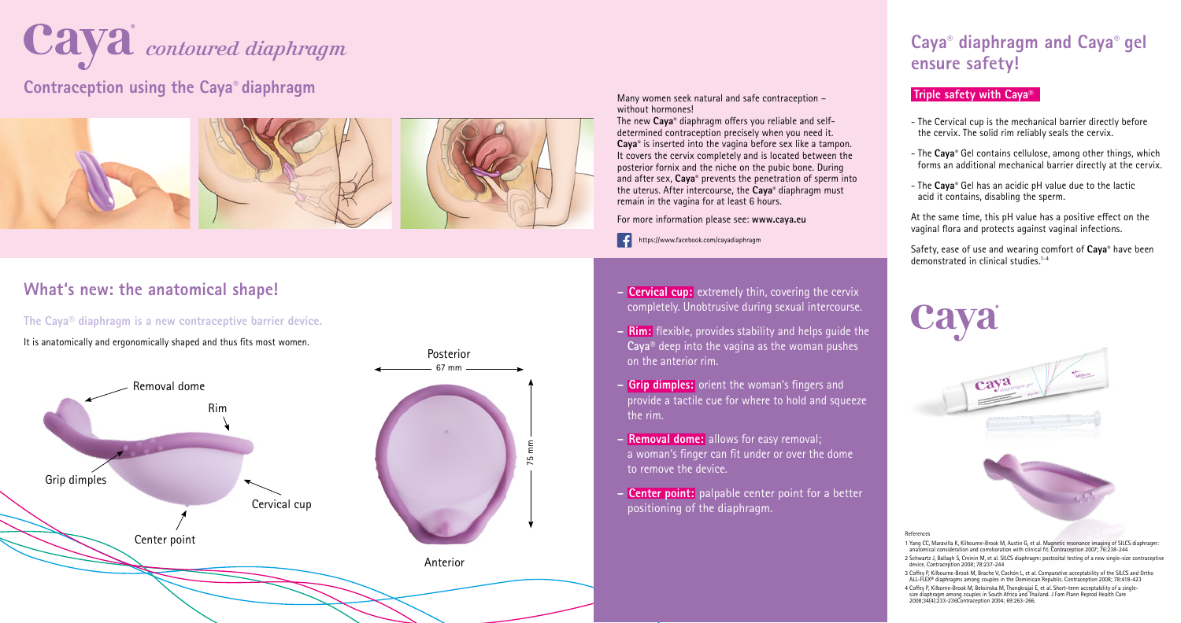# Caya® contoured diaphragm

## Contraception using the Caya® diaphragm

Many women seek natural and safe contraception – without hormones!

The new **Caya**® diaphragm offers you reliable and self-determined contraception precisely when you need it. **Caya**® is inserted into the vagina before sex like a tampon. It covers the cervix completely and is located between the posterior fornix and the niche on the pubic bone. During and after sex, **Caya**® prevents the penetration of sperm into the uterus. After intercourse, the **Caya**® diaphragm must remain in the vagina for at least 6 hours.

For more information please see: **www.caya.eu**

https://www.facebook.com/cayadiaphragm

## What's new: the anatomical shape!

**The Caya® diaphragm is a new contraceptive barrier device.**

It is anatomically and ergonomically shaped and thus fits most women.

Removal dome

Rim

Grip dimples

Cervical cup

Center point

Posterior

67 mm

75 mm

Anterior

- **Cervical cup:** extremely thin, covering the cervix completely. Unobtrusive during sexual intercourse.
- **Rim:** flexible, provides stability and helps guide the **Caya**® deep into the vagina as the woman pushes on the anterior rim.
- **Grip dimples:** orient the woman's fingers and provide a tactile cue for where to hold and squeeze the rim.
- **Removal dome:** allows for easy removal; a woman's finger can fit under or over the dome to remove the device.
- **Center point:** palpable center point for a better positioning of the diaphragm.

## Caya® diaphragm and Caya® gel ensure safety!

### Triple safety with Caya®

- The Cervical cup is the mechanical barrier directly before the cervix. The solid rim reliably seals the cervix.
- The **Caya**® Gel contains cellulose, among other things, which forms an additional mechanical barrier directly at the cervix.
- The **Caya**® Gel has an acidic pH value due to the lactic acid it contains, disabling the sperm.

At the same time, this pH value has a positive effect on the vaginal flora and protects against vaginal infections.

Safety, ease of use and wearing comfort of **Caya**® have been demonstrated in clinical studies.[1-4]

References

1 Yang CC, Maravilla K, Kilbourne-Brook M, Austin G, et al. Magnetic resonance imaging of SILCS diaphragm: anatomical consideration and corroboration with clinical fit. Contraception 2007; 76:238-244

2 Schwartz J, Ballagh S, Creinin M, et al. SILCS diaphragm: postcoital testing of a new single-size contraceptive device. Contraception 2008; 78:237-244

3 Coffey P, Kilbourne-Brook M, Brache V, Cochón L, et al. Comparative acceptability of the SILCS and Ortho ALL-FLEX® diaphragms among couples in the Dominican Republic. Contraception 2008; 78:418-423

4 Coffey P, Kilborne-Brook M, Beksinska M, Thongkrajai E, et al. Short-term acceptability of a single-size diaphragm among couples in South Africa and Thailand. J Fam Plann Reprod Health Care 2008;34(4):233-236Contraception 2004; 69:263-266.